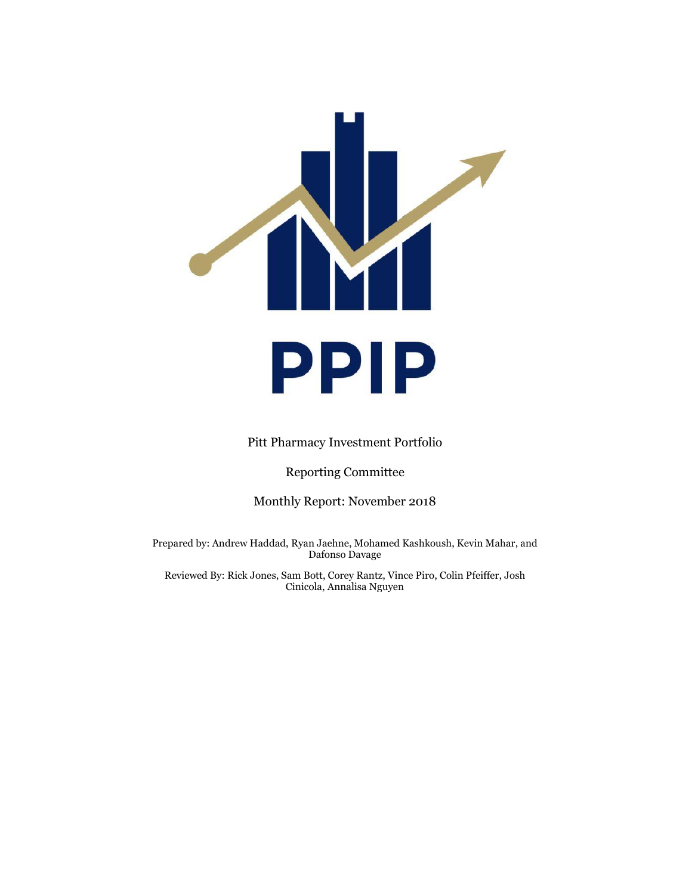# PPIP

Pitt Pharmacy Investment Portfolio

Reporting Committee

Monthly Report: November 2018

Prepared by: Andrew Haddad, Ryan Jaehne, Mohamed Kashkoush, Kevin Mahar, and Dafonso Davage

Reviewed By: Rick Jones, Sam Bott, Corey Rantz, Vince Piro, Colin Pfeiffer, Josh Cinicola, Annalisa Nguyen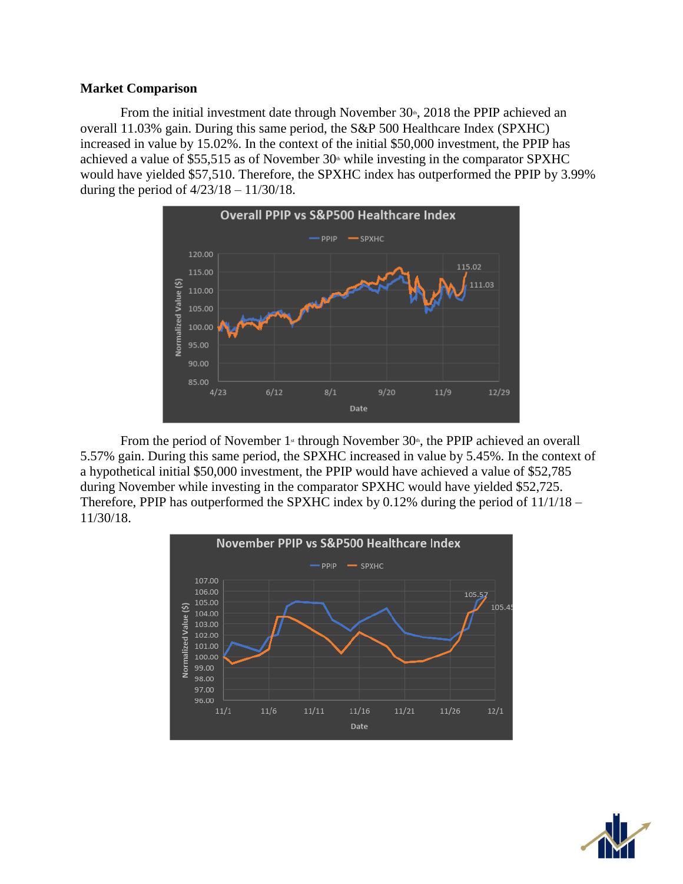**Market Comparison**

From the initial investment date through November 30th, 2018 the PPIP achieved an overall 11.03% gain. During this same period, the S&P 500 Healthcare Index (SPXHC) increased in value by 15.02%. In the context of the initial $50,000 investment, the PPIP has achieved a value of $55,515 as of November 30th while investing in the comparator SPXHC would have yielded $57,510. Therefore, the SPXHC index has outperformed the PPIP by 3.99% during the period of 4/23/18 – 11/30/18.

From the period of November 1st through November 30th, the PPIP achieved an overall 5.57% gain. During this same period, the SPXHC increased in value by 5.45%. In the context of a hypothetical initial $50,000 investment, the PPIP would have achieved a value of $52,785 during November while investing in the comparator SPXHC would have yielded $52,725. Therefore, PPIP has outperformed the SPXHC index by 0.12% during the period of 11/1/18 – 11/30/18.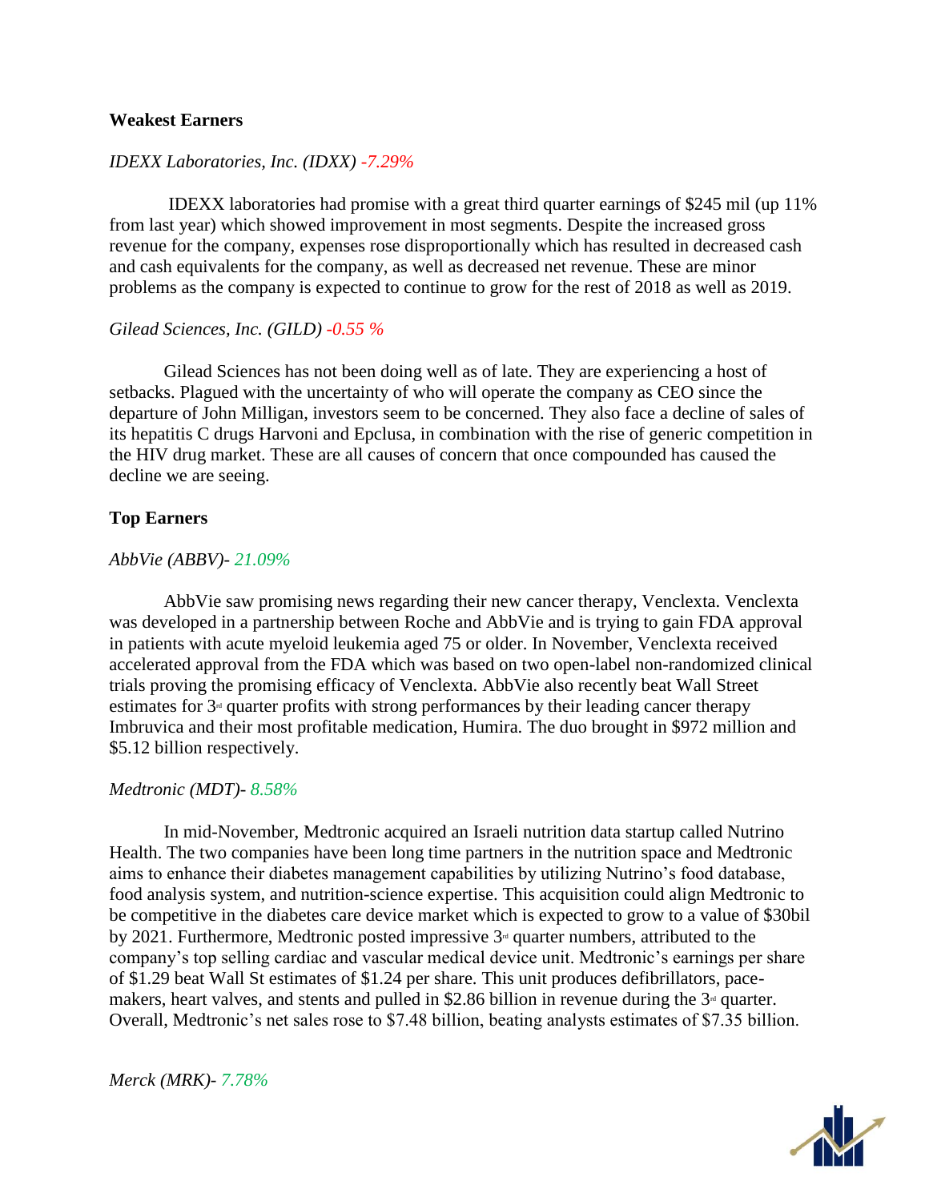**Weakest Earners**

*IDEXX Laboratories, Inc. (IDXX) -7.29%*

IDEXX laboratories had promise with a great third quarter earnings of $245 mil (up 11% from last year) which showed improvement in most segments. Despite the increased gross revenue for the company, expenses rose disproportionally which has resulted in decreased cash and cash equivalents for the company, as well as decreased net revenue. These are minor problems as the company is expected to continue to grow for the rest of 2018 as well as 2019.

*Gilead Sciences, Inc. (GILD) -0.55 %*

Gilead Sciences has not been doing well as of late. They are experiencing a host of setbacks. Plagued with the uncertainty of who will operate the company as CEO since the departure of John Milligan, investors seem to be concerned. They also face a decline of sales of its hepatitis C drugs Harvoni and Epclusa, in combination with the rise of generic competition in the HIV drug market. These are all causes of concern that once compounded has caused the decline we are seeing.

**Top Earners**

*AbbVie (ABBV)- 21.09%*

AbbVie saw promising news regarding their new cancer therapy, Venclexta. Venclexta was developed in a partnership between Roche and AbbVie and is trying to gain FDA approval in patients with acute myeloid leukemia aged 75 or older. In November, Venclexta received accelerated approval from the FDA which was based on two open-label non-randomized clinical trials proving the promising efficacy of Venclexta. AbbVie also recently beat Wall Street estimates for 3rd quarter profits with strong performances by their leading cancer therapy Imbruvica and their most profitable medication, Humira. The duo brought in $972 million and $5.12 billion respectively.

*Medtronic (MDT)- 8.58%*

In mid-November, Medtronic acquired an Israeli nutrition data startup called Nutrino Health. The two companies have been long time partners in the nutrition space and Medtronic aims to enhance their diabetes management capabilities by utilizing Nutrino's food database, food analysis system, and nutrition-science expertise. This acquisition could align Medtronic to be competitive in the diabetes care device market which is expected to grow to a value of $30bil by 2021. Furthermore, Medtronic posted impressive 3rd quarter numbers, attributed to the company's top selling cardiac and vascular medical device unit. Medtronic's earnings per share of $1.29 beat Wall St estimates of $1.24 per share. This unit produces defibrillators, pace-makers, heart valves, and stents and pulled in $2.86 billion in revenue during the 3rd quarter. Overall, Medtronic's net sales rose to $7.48 billion, beating analysts estimates of $7.35 billion.

*Merck (MRK)- 7.78%*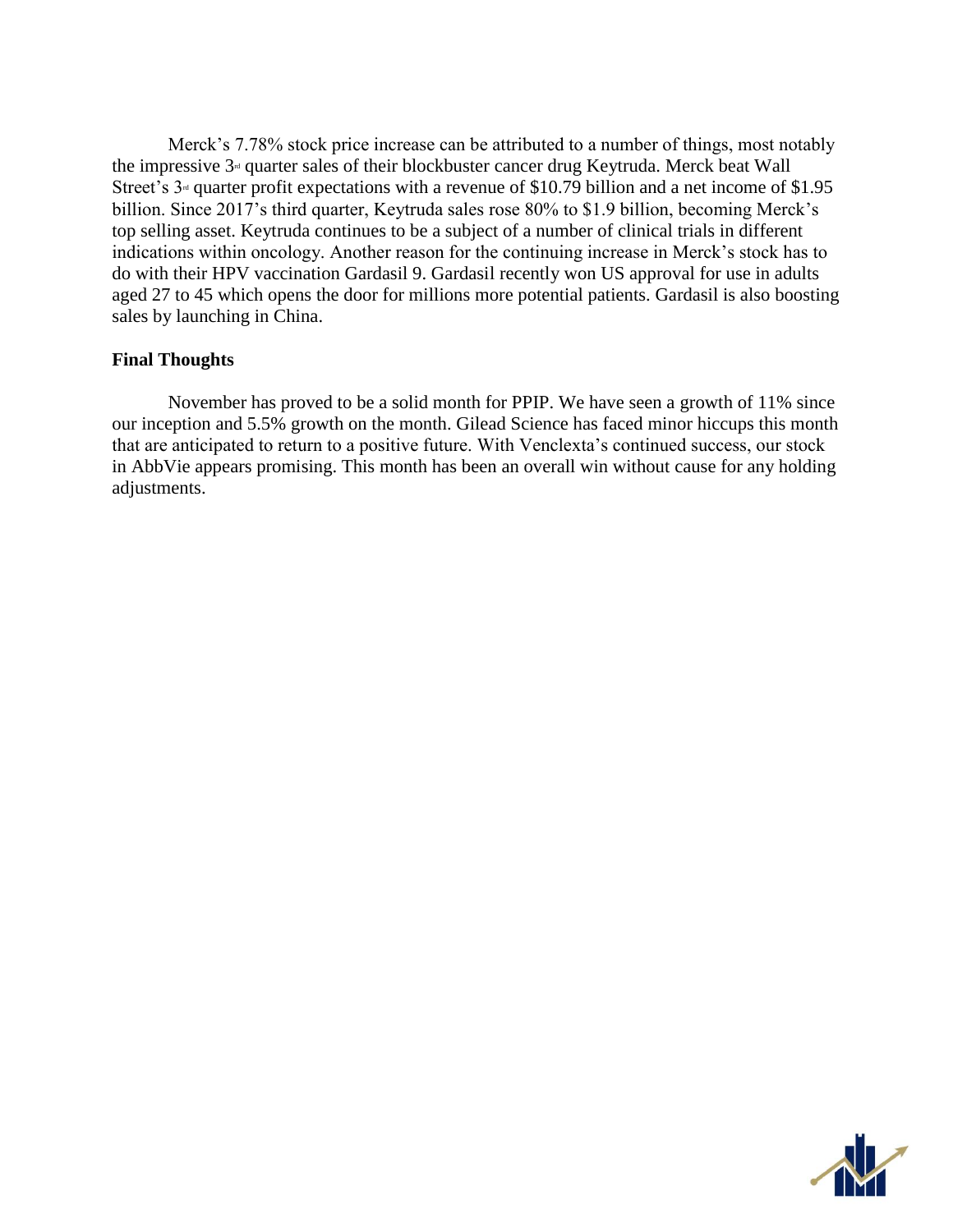Merck’s 7.78% stock price increase can be attributed to a number of things, most notably the impressive 3rd quarter sales of their blockbuster cancer drug Keytruda. Merck beat Wall Street’s 3rd quarter profit expectations with a revenue of \$10.79 billion and a net income of \$1.95 billion. Since 2017’s third quarter, Keytruda sales rose 80% to \$1.9 billion, becoming Merck’s top selling asset. Keytruda continues to be a subject of a number of clinical trials in different indications within oncology. Another reason for the continuing increase in Merck’s stock has to do with their HPV vaccination Gardasil 9. Gardasil recently won US approval for use in adults aged 27 to 45 which opens the door for millions more potential patients. Gardasil is also boosting sales by launching in China.

**Final Thoughts**

November has proved to be a solid month for PPIP. We have seen a growth of 11% since our inception and 5.5% growth on the month. Gilead Science has faced minor hiccups this month that are anticipated to return to a positive future. With Venclexta’s continued success, our stock in AbbVie appears promising. This month has been an overall win without cause for any holding adjustments.